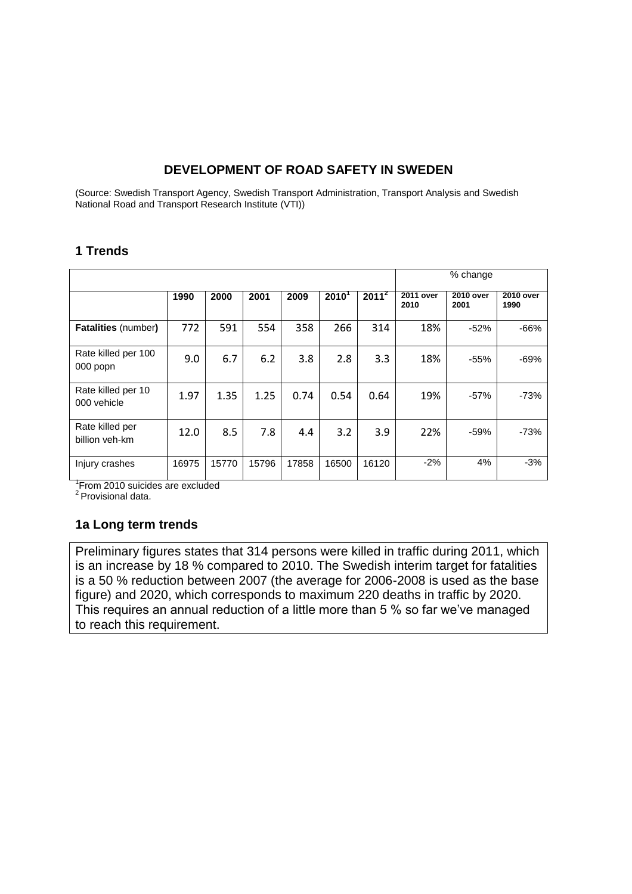## DEVELOPMENT OF ROAD SAFETY IN SWEDEN

(Source: Swedish Transport Agency, Swedish Transport Administration, Transport Analysis and Swedish National Road and Transport Research Institute (VTI))

## 1 Trends

| | | | | | | | % change | | |
|---|---|---|---|---|---|---|---|---|---|
| | **1990** | **2000** | **2001** | **2009** | **2010[1]** | **2011[2]** | **2011 over 2010** | **2010 over 2001** | **2010 over 1990** |
| **Fatalities** (number**)** | 772 | 591 | 554 | 358 | 266 | 314 | 18% | -52% | -66% |
| Rate killed per 100 000 popn | 9.0 | 6.7 | 6.2 | 3.8 | 2.8 | 3.3 | 18% | -55% | -69% |
| Rate killed per 10 000 vehicle | 1.97 | 1.35 | 1.25 | 0.74 | 0.54 | 0.64 | 19% | -57% | -73% |
| Rate killed per billion veh-km | 12.0 | 8.5 | 7.8 | 4.4 | 3.2 | 3.9 | 22% | -59% | -73% |
| Injury crashes | 16975 | 15770 | 15796 | 17858 | 16500 | 16120 | -2% | 4% | -3% |

[1]From 2010 suicides are excluded
[2] Provisional data.

### 1a Long term trends

Preliminary figures states that 314 persons were killed in traffic during 2011, which is an increase by 18 % compared to 2010. The Swedish interim target for fatalities is a 50 % reduction between 2007 (the average for 2006-2008 is used as the base figure) and 2020, which corresponds to maximum 220 deaths in traffic by 2020. This requires an annual reduction of a little more than 5 % so far we've managed to reach this requirement.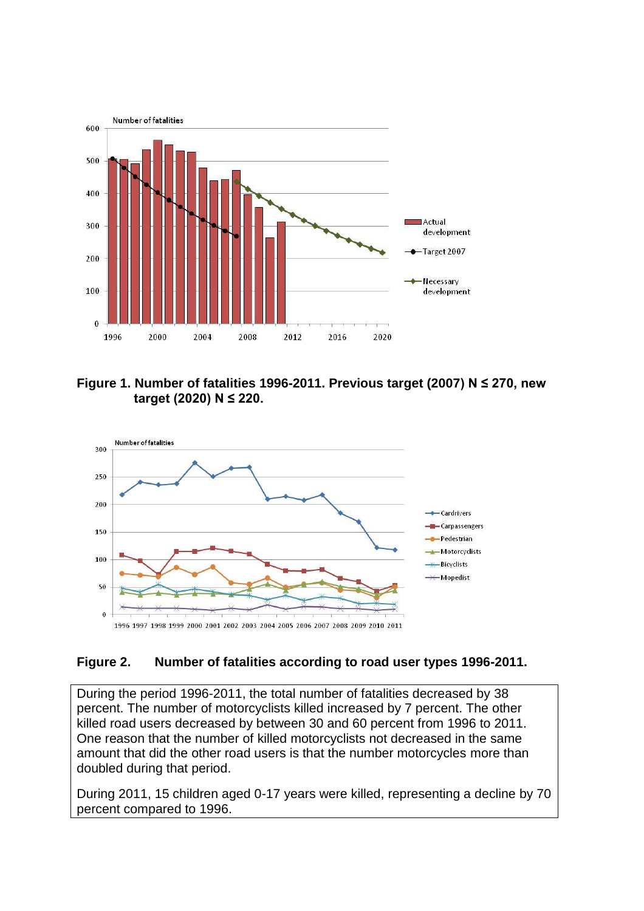**Figure 1. Number of fatalities 1996-2011. Previous target (2007) N ≤ 270, new target (2020) N ≤ 220.**

**Figure 2. Number of fatalities according to road user types 1996-2011.**

During the period 1996-2011, the total number of fatalities decreased by 38 percent. The number of motorcyclists killed increased by 7 percent. The other killed road users decreased by between 30 and 60 percent from 1996 to 2011. One reason that the number of killed motorcyclists not decreased in the same amount that did the other road users is that the number motorcycles more than doubled during that period.

During 2011, 15 children aged 0-17 years were killed, representing a decline by 70 percent compared to 1996.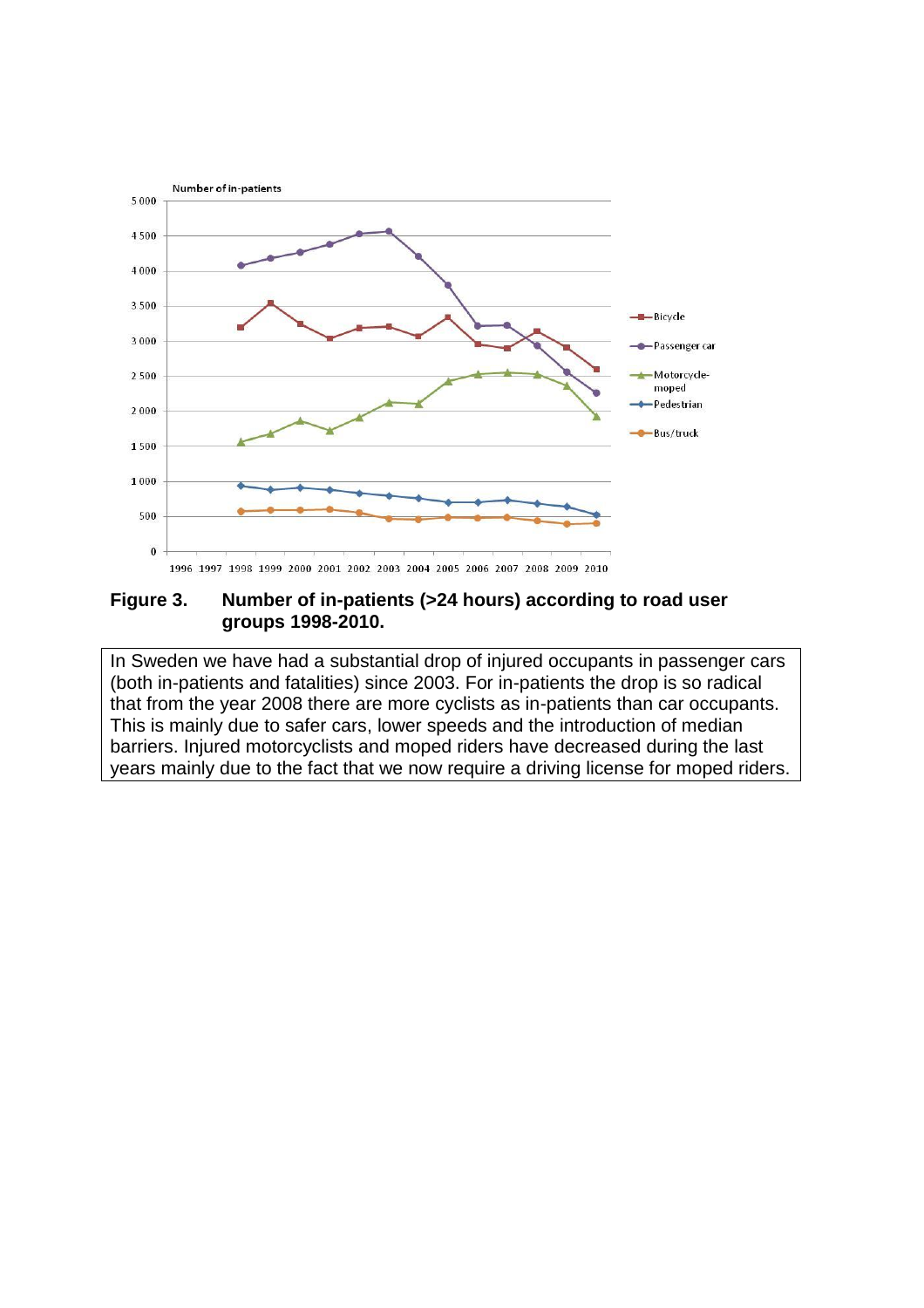**Figure 3. Number of in-patients (>24 hours) according to road user groups 1998-2010.**

In Sweden we have had a substantial drop of injured occupants in passenger cars (both in-patients and fatalities) since 2003. For in-patients the drop is so radical that from the year 2008 there are more cyclists as in-patients than car occupants. This is mainly due to safer cars, lower speeds and the introduction of median barriers. Injured motorcyclists and moped riders have decreased during the last years mainly due to the fact that we now require a driving license for moped riders.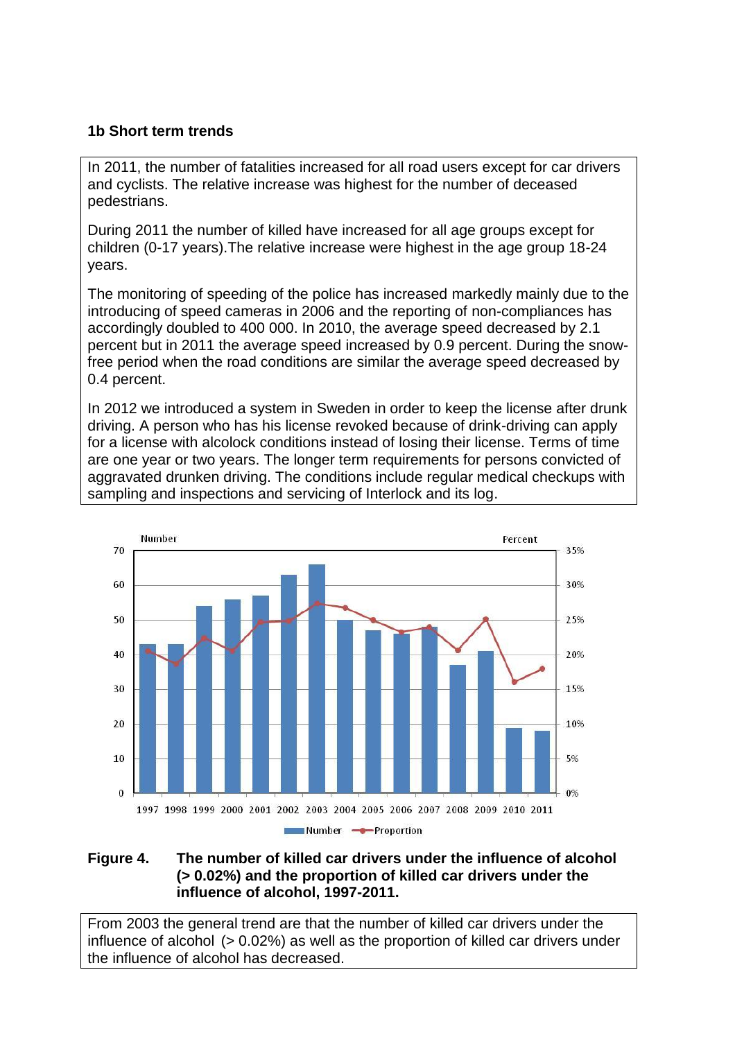### 1b Short term trends

In 2011, the number of fatalities increased for all road users except for car drivers and cyclists. The relative increase was highest for the number of deceased pedestrians.

During 2011 the number of killed have increased for all age groups except for children (0-17 years).The relative increase were highest in the age group 18-24 years.

The monitoring of speeding of the police has increased markedly mainly due to the introducing of speed cameras in 2006 and the reporting of non-compliances has accordingly doubled to 400 000. In 2010, the average speed decreased by 2.1 percent but in 2011 the average speed increased by 0.9 percent. During the snow-free period when the road conditions are similar the average speed decreased by 0.4 percent.

In 2012 we introduced a system in Sweden in order to keep the license after drunk driving. A person who has his license revoked because of drink-driving can apply for a license with alcolock conditions instead of losing their license. Terms of time are one year or two years. The longer term requirements for persons convicted of aggravated drunken driving. The conditions include regular medical checkups with sampling and inspections and servicing of Interlock and its log.

**Figure 4. The number of killed car drivers under the influence of alcohol (> 0.02%) and the proportion of killed car drivers under the influence of alcohol, 1997-2011.**

From 2003 the general trend are that the number of killed car drivers under the influence of alcohol (> 0.02%) as well as the proportion of killed car drivers under the influence of alcohol has decreased.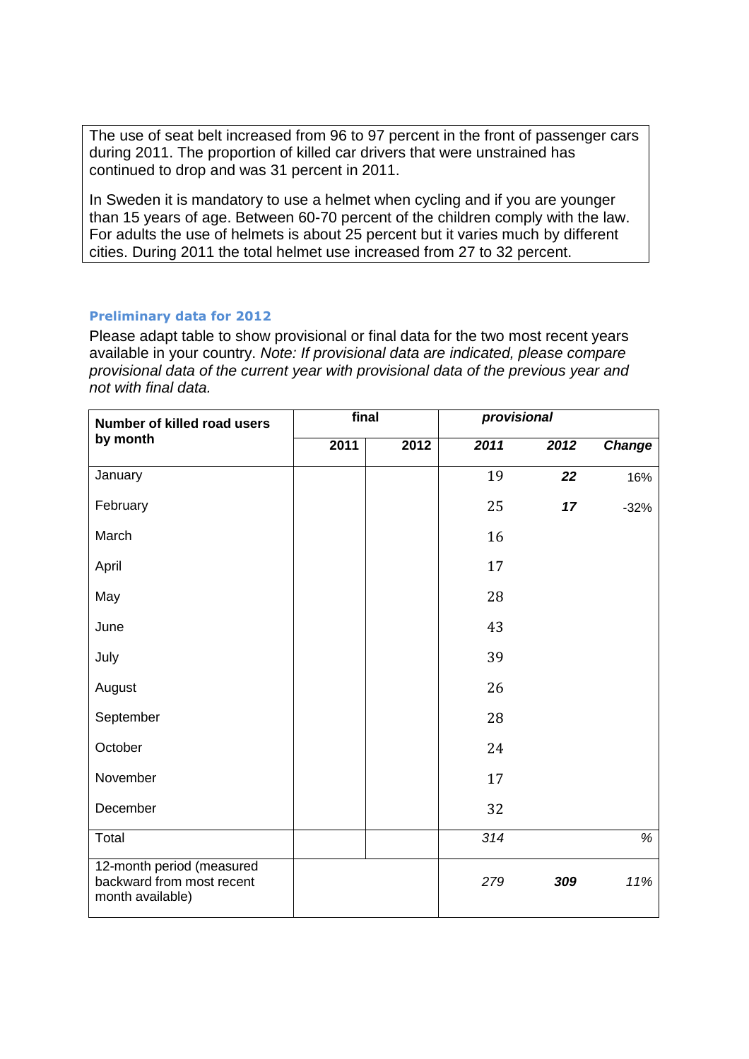The use of seat belt increased from 96 to 97 percent in the front of passenger cars during 2011. The proportion of killed car drivers that were unstrained has continued to drop and was 31 percent in 2011.

In Sweden it is mandatory to use a helmet when cycling and if you are younger than 15 years of age. Between 60-70 percent of the children comply with the law. For adults the use of helmets is about 25 percent but it varies much by different cities. During 2011 the total helmet use increased from 27 to 32 percent.

### Preliminary data for 2012

Please adapt table to show provisional or final data for the two most recent years available in your country. *Note: If provisional data are indicated, please compare provisional data of the current year with provisional data of the previous year and not with final data.*

| Number of killed road users by month | final | | *provisional* | | |
|---|---|---|---|---|---|
| | 2011 | 2012 | *2011* | *2012* | *Change* |
| January | | | 19 | ***22*** | 16% |
| February | | | 25 | ***17*** | -32% |
| March | | | 16 | | |
| April | | | 17 | | |
| May | | | 28 | | |
| June | | | 43 | | |
| July | | | 39 | | |
| August | | | 26 | | |
| September | | | 28 | | |
| October | | | 24 | | |
| November | | | 17 | | |
| December | | | 32 | | |
| Total | | | *314* | | *%* |
| 12-month period (measured backward from most recent month available) | | | *279* | ***309*** | *11%* |